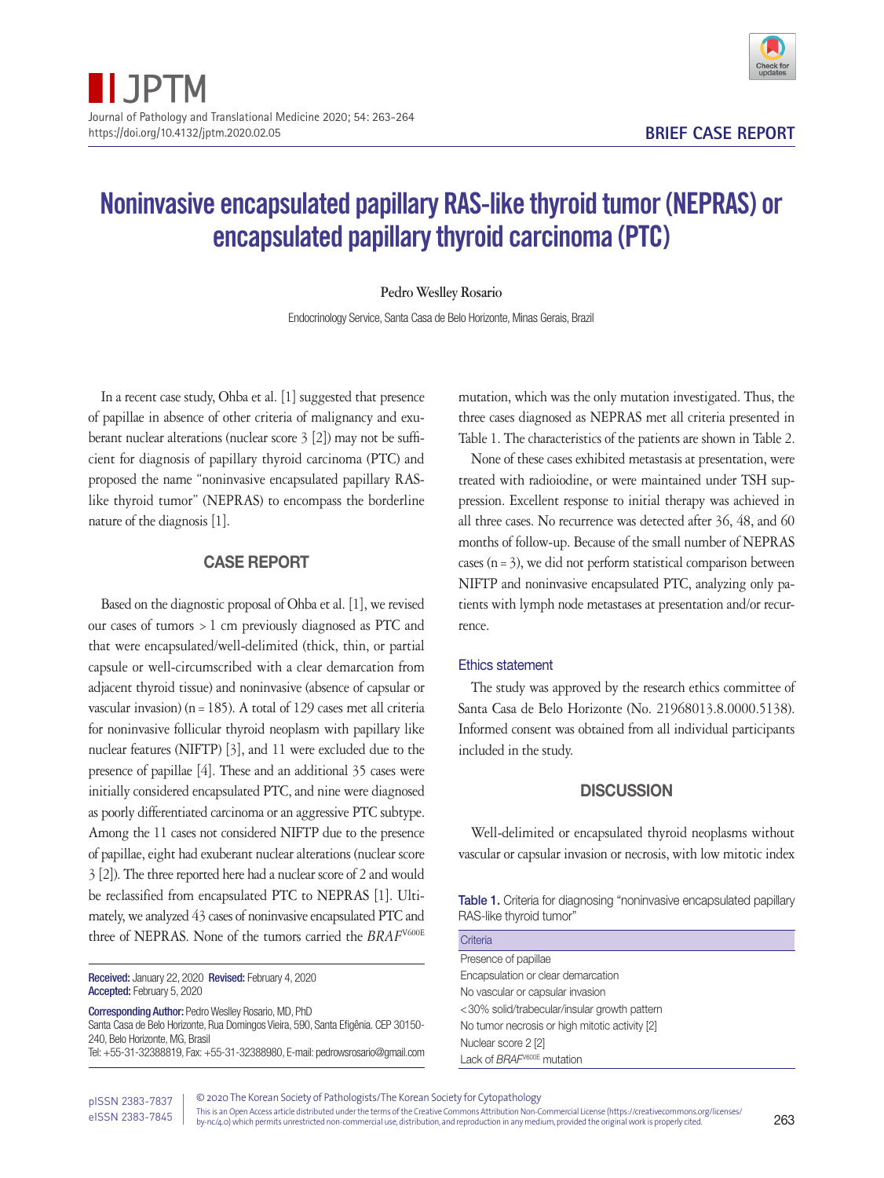BRIEF CASE REPORT

# Noninvasive encapsulated papillary RAS-like thyroid tumor (NEPRAS) or encapsulated papillary thyroid carcinoma (PTC)

Pedro Wesley Rosario

Endocrinology Service, Santa Casa de Belo Horizonte, Minas Gerais, Brazil

In a recent case study, Ohba et al. [1] suggested that presence of papillae in absence of other criteria of malignancy and exuberant nuclear alterations (nuclear score 3 [2]) may not be sufficient for diagnosis of papillary thyroid carcinoma (PTC) and proposed the name "noninvasive encapsulated papillary RAS-like thyroid tumor" (NEPRAS) to encompass the borderline nature of the diagnosis [1].

## CASE REPORT

Based on the diagnostic proposal of Ohba et al. [1], we revised our cases of tumors > 1 cm previously diagnosed as PTC and that were encapsulated/well-delimited (thick, thin, or partial capsule or well-circumscribed with a clear demarcation from adjacent thyroid tissue) and noninvasive (absence of capsular or vascular invasion) (n = 185). A total of 129 cases met all criteria for noninvasive follicular thyroid neoplasm with papillary like nuclear features (NIFTP) [3], and 11 were excluded due to the presence of papillae [4]. These and an additional 35 cases were initially considered encapsulated PTC, and nine were diagnosed as poorly differentiated carcinoma or an aggressive PTC subtype. Among the 11 cases not considered NIFTP due to the presence of papillae, eight had exuberant nuclear alterations (nuclear score 3 [2]). The three reported here had a nuclear score of 2 and would be reclassified from encapsulated PTC to NEPRAS [1]. Ultimately, we analyzed 43 cases of noninvasive encapsulated PTC and three of NEPRAS. None of the tumors carried the *BRAF*$^{V600E}$ mutation, which was the only mutation investigated. Thus, the three cases diagnosed as NEPRAS met all criteria presented in Table 1. The characteristics of the patients are shown in Table 2.

None of these cases exhibited metastasis at presentation, were treated with radioiodine, or were maintained under TSH suppression. Excellent response to initial therapy was achieved in all three cases. No recurrence was detected after 36, 48, and 60 months of follow-up. Because of the small number of NEPRAS cases (n = 3), we did not perform statistical comparison between NIFTP and noninvasive encapsulated PTC, analyzing only patients with lymph node metastases at presentation and/or recurrence.

### Ethics statement

The study was approved by the research ethics committee of Santa Casa de Belo Horizonte (No. 21968013.8.0000.5138). Informed consent was obtained from all individual participants included in the study.

## DISCUSSION

Well-delimited or encapsulated thyroid neoplasms without vascular or capsular invasion or necrosis, with low mitotic index

**Table 1.** Criteria for diagnosing "noninvasive encapsulated papillary RAS-like thyroid tumor"

| Criteria |
|---|
| Presence of papillae |
| Encapsulation or clear demarcation |
| No vascular or capsular invasion |
| <30% solid/trabecular/insular growth pattern |
| No tumor necrosis or high mitotic activity [2] |
| Nuclear score 2 [2] |
| Lack of *BRAF*$^{V600E}$ mutation |

**Received:** January 22, 2020 **Revised:** February 4, 2020
**Accepted:** February 5, 2020

**Corresponding Author:** Pedro Wesley Rosario, MD, PhD
Santa Casa de Belo Horizonte, Rua Domingos Vieira, 590, Santa Efigênia. CEP 30150-240, Belo Horizonte, MG, Brasil
Tel: +55-31-32388819, Fax: +55-31-32388980, E-mail: pedrowsrosario@gmail.com

© 2020 The Korean Society of Pathologists/The Korean Society for Cytopathology
This is an Open Access article distributed under the terms of the Creative Commons Attribution Non-Commercial License (https://creativecommons.org/licenses/by-nc/4.0) which permits unrestricted non-commercial use, distribution, and reproduction in any medium, provided the original work is properly cited.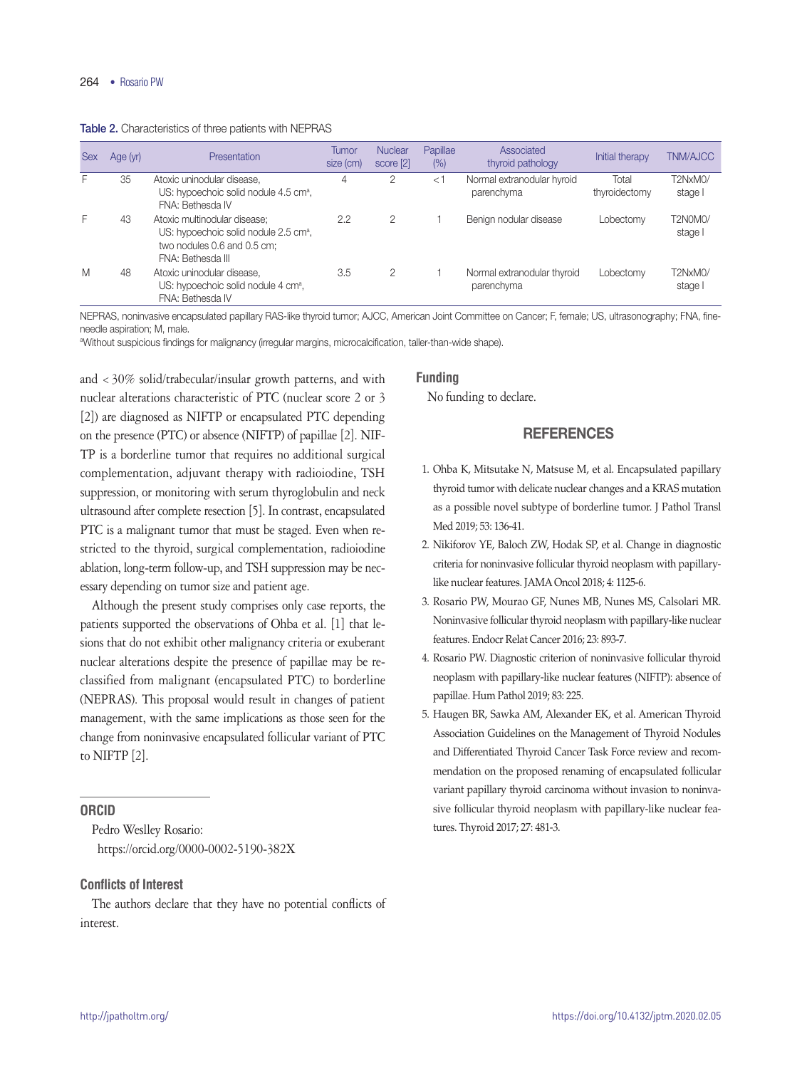**Table 2.** Characteristics of three patients with NEPRAS

| Sex | Age (yr) | Presentation | Tumor size (cm) | Nuclear score [2] | Papillae (%) | Associated thyroid pathology | Initial therapy | TNM/AJCC |
|---|---|---|---|---|---|---|---|---|
| F | 35 | Atoxic uninodular disease, US: hypoechoic solid nodule 4.5 cm[a], FNA: Bethesda IV | 4 | 2 | < 1 | Normal extranodular hyroid parenchyma | Total thyroidectomy | T2NxM0/ stage I |
| F | 43 | Atoxic multinodular disease; US: hypoechoic solid nodule 2.5 cm[a], two nodules 0.6 and 0.5 cm; FNA: Bethesda III | 2.2 | 2 | 1 | Benign nodular disease | Lobectomy | T2N0M0/ stage I |
| M | 48 | Atoxic uninodular disease, US: hypoechoic solid nodule 4 cm[a], FNA: Bethesda IV | 3.5 | 2 | 1 | Normal extranodular thyroid parenchyma | Lobectomy | T2NxM0/ stage I |

NEPRAS, noninvasive encapsulated papillary RAS-like thyroid tumor; AJCC, American Joint Committee on Cancer; F, female; US, ultrasonography; FNA, fine-needle aspiration; M, male.

[a]Without suspicious findings for malignancy (irregular margins, microcalcification, taller-than-wide shape).

and < 30% solid/trabecular/insular growth patterns, and with nuclear alterations characteristic of PTC (nuclear score 2 or 3 [2]) are diagnosed as NIFTP or encapsulated PTC depending on the presence (PTC) or absence (NIFTP) of papillae [2]. NIFTP is a borderline tumor that requires no additional surgical complementation, adjuvant therapy with radioiodine, TSH suppression, or monitoring with serum thyroglobulin and neck ultrasound after complete resection [5]. In contrast, encapsulated PTC is a malignant tumor that must be staged. Even when restricted to the thyroid, surgical complementation, radioiodine ablation, long-term follow-up, and TSH suppression may be necessary depending on tumor size and patient age.

Although the present study comprises only case reports, the patients supported the observations of Ohba et al. [1] that lesions that do not exhibit other malignancy criteria or exuberant nuclear alterations despite the presence of papillae may be reclassified from malignant (encapsulated PTC) to borderline (NEPRAS). This proposal would result in changes of patient management, with the same implications as those seen for the change from noninvasive encapsulated follicular variant of PTC to NIFTP [2].

## ORCID

Pedro Weslley Rosario: https://orcid.org/0000-0002-5190-382X

## Conflicts of Interest

The authors declare that they have no potential conflicts of interest.

## Funding

No funding to declare.

## REFERENCES

1. Ohba K, Mitsutake N, Matsuse M, et al. Encapsulated papillary thyroid tumor with delicate nuclear changes and a KRAS mutation as a possible novel subtype of borderline tumor. J Pathol Transl Med 2019; 53: 136-41.
2. Nikiforov YE, Baloch ZW, Hodak SP, et al. Change in diagnostic criteria for noninvasive follicular thyroid neoplasm with papillary-like nuclear features. JAMA Oncol 2018; 4: 1125-6.
3. Rosario PW, Mourao GF, Nunes MB, Nunes MS, Calsolari MR. Noninvasive follicular thyroid neoplasm with papillary-like nuclear features. Endocr Relat Cancer 2016; 23: 893-7.
4. Rosario PW. Diagnostic criterion of noninvasive follicular thyroid neoplasm with papillary-like nuclear features (NIFTP): absence of papillae. Hum Pathol 2019; 83: 225.
5. Haugen BR, Sawka AM, Alexander EK, et al. American Thyroid Association Guidelines on the Management of Thyroid Nodules and Differentiated Thyroid Cancer Task Force review and recommendation on the proposed renaming of encapsulated follicular variant papillary thyroid carcinoma without invasion to noninvasive follicular thyroid neoplasm with papillary-like nuclear features. Thyroid 2017; 27: 481-3.